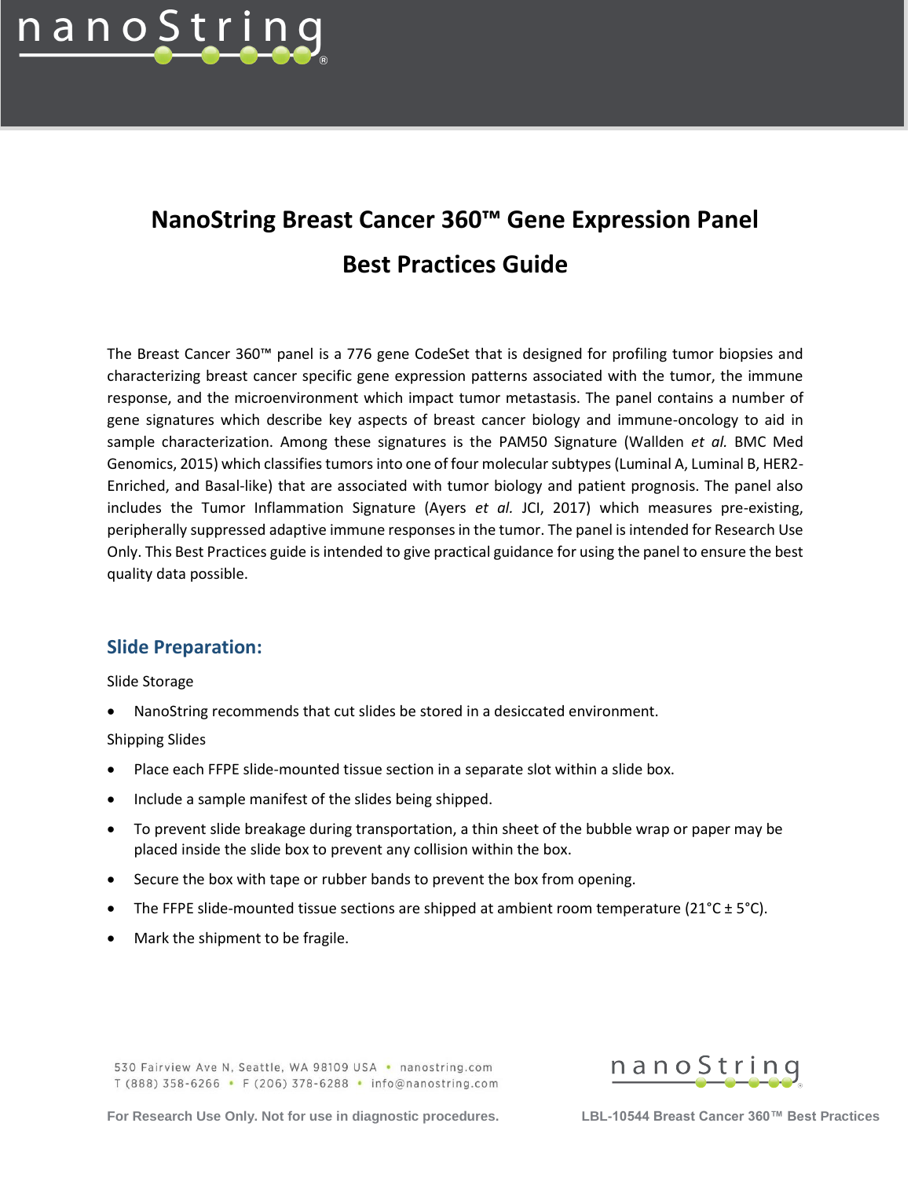# NanoString Breast Cancer 360™ Gene Expression Panel

# Best Practices Guide

The Breast Cancer 360™ panel is a 776 gene CodeSet that is designed for profiling tumor biopsies and characterizing breast cancer specific gene expression patterns associated with the tumor, the immune response, and the microenvironment which impact tumor metastasis. The panel contains a number of gene signatures which describe key aspects of breast cancer biology and immune-oncology to aid in sample characterization. Among these signatures is the PAM50 Signature (Wallden *et al.* BMC Med Genomics, 2015) which classifies tumors into one of four molecular subtypes (Luminal A, Luminal B, HER2-Enriched, and Basal-like) that are associated with tumor biology and patient prognosis. The panel also includes the Tumor Inflammation Signature (Ayers *et al.* JCI, 2017) which measures pre-existing, peripherally suppressed adaptive immune responses in the tumor. The panel is intended for Research Use Only. This Best Practices guide is intended to give practical guidance for using the panel to ensure the best quality data possible.

## Slide Preparation:

Slide Storage

- NanoString recommends that cut slides be stored in a desiccated environment.

Shipping Slides

- Place each FFPE slide-mounted tissue section in a separate slot within a slide box.
- Include a sample manifest of the slides being shipped.
- To prevent slide breakage during transportation, a thin sheet of the bubble wrap or paper may be placed inside the slide box to prevent any collision within the box.
- Secure the box with tape or rubber bands to prevent the box from opening.
- The FFPE slide-mounted tissue sections are shipped at ambient room temperature (21°C ± 5°C).
- Mark the shipment to be fragile.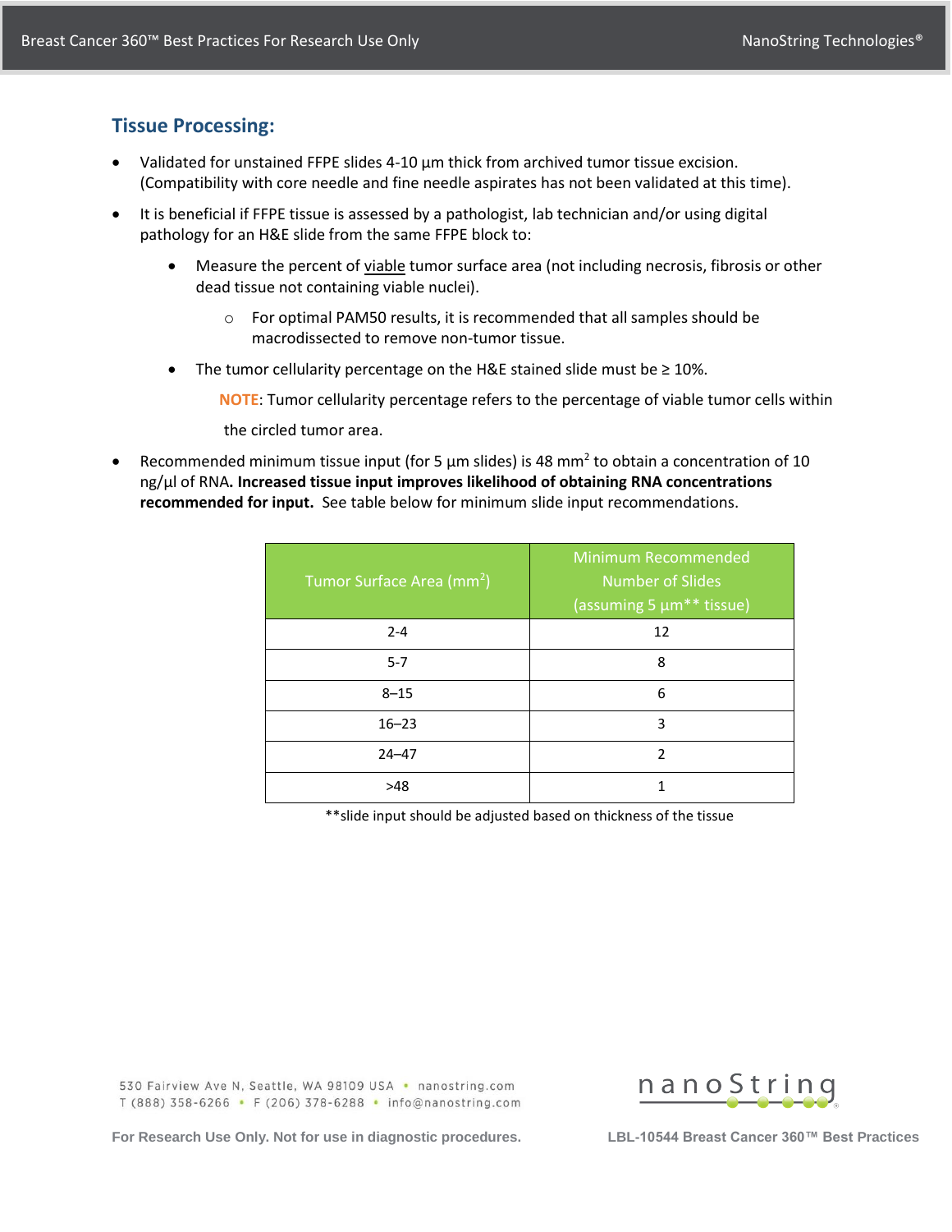## Tissue Processing:

- Validated for unstained FFPE slides 4-10 µm thick from archived tumor tissue excision. (Compatibility with core needle and fine needle aspirates has not been validated at this time).
- It is beneficial if FFPE tissue is assessed by a pathologist, lab technician and/or using digital pathology for an H&E slide from the same FFPE block to:
    - Measure the percent of viable tumor surface area (not including necrosis, fibrosis or other dead tissue not containing viable nuclei).
        - For optimal PAM50 results, it is recommended that all samples should be macrodissected to remove non-tumor tissue.
    - The tumor cellularity percentage on the H&E stained slide must be ≥ 10%.

      **NOTE**: Tumor cellularity percentage refers to the percentage of viable tumor cells within the circled tumor area.
- Recommended minimum tissue input (for 5 µm slides) is 48 $mm^2$ to obtain a concentration of 10 ng/µl of RNA**. Increased tissue input improves likelihood of obtaining RNA concentrations recommended for input.** See table below for minimum slide input recommendations.

| Tumor Surface Area ($mm^2$) | Minimum Recommended Number of Slides (assuming 5 µm** tissue) |
|---|---|
| 2-4 | 12 |
| 5-7 | 8 |
| 8–15 | 6 |
| 16–23 | 3 |
| 24–47 | 2 |
| >48 | 1 |

**slide input should be adjusted based on thickness of the tissue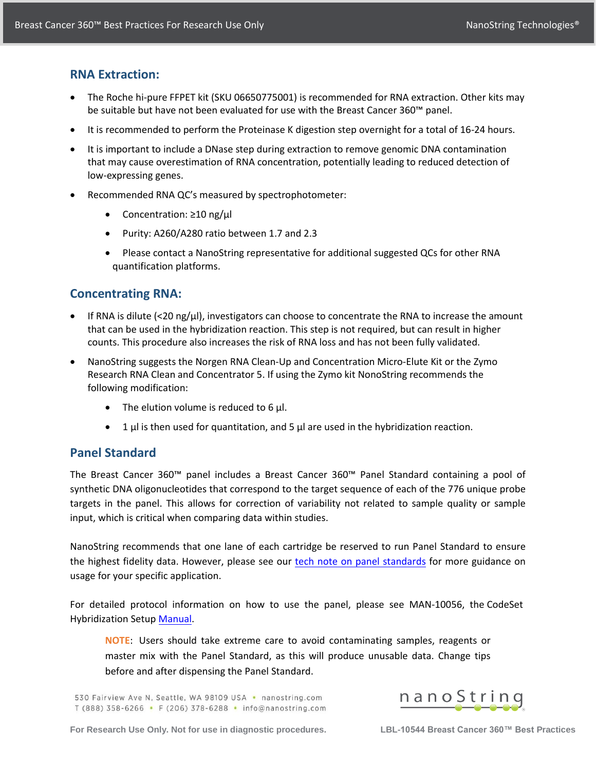## RNA Extraction:

- The Roche hi-pure FFPET kit (SKU 06650775001) is recommended for RNA extraction. Other kits may be suitable but have not been evaluated for use with the Breast Cancer 360™ panel.
- It is recommended to perform the Proteinase K digestion step overnight for a total of 16-24 hours.
- It is important to include a DNase step during extraction to remove genomic DNA contamination that may cause overestimation of RNA concentration, potentially leading to reduced detection of low-expressing genes.
- Recommended RNA QC's measured by spectrophotometer:
  - Concentration: ≥10 ng/µl
  - Purity: A260/A280 ratio between 1.7 and 2.3
  - Please contact a NanoString representative for additional suggested QCs for other RNA quantification platforms.

## Concentrating RNA:

- If RNA is dilute (<20 ng/µl), investigators can choose to concentrate the RNA to increase the amount that can be used in the hybridization reaction. This step is not required, but can result in higher counts. This procedure also increases the risk of RNA loss and has not been fully validated.
- NanoString suggests the Norgen RNA Clean-Up and Concentration Micro-Elute Kit or the Zymo Research RNA Clean and Concentrator 5. If using the Zymo kit NonoString recommends the following modification:
  - The elution volume is reduced to 6 µl.
  - 1 µl is then used for quantitation, and 5 µl are used in the hybridization reaction.

## Panel Standard

The Breast Cancer 360™ panel includes a Breast Cancer 360™ Panel Standard containing a pool of synthetic DNA oligonucleotides that correspond to the target sequence of each of the 776 unique probe targets in the panel. This allows for correction of variability not related to sample quality or sample input, which is critical when comparing data within studies.

NanoString recommends that one lane of each cartridge be reserved to run Panel Standard to ensure the highest fidelity data. However, please see our tech note on panel standards for more guidance on usage for your specific application.

For detailed protocol information on how to use the panel, please see MAN-10056, the CodeSet Hybridization Setup Manual.

> **NOTE**: Users should take extreme care to avoid contaminating samples, reagents or master mix with the Panel Standard, as this will produce unusable data. Change tips before and after dispensing the Panel Standard.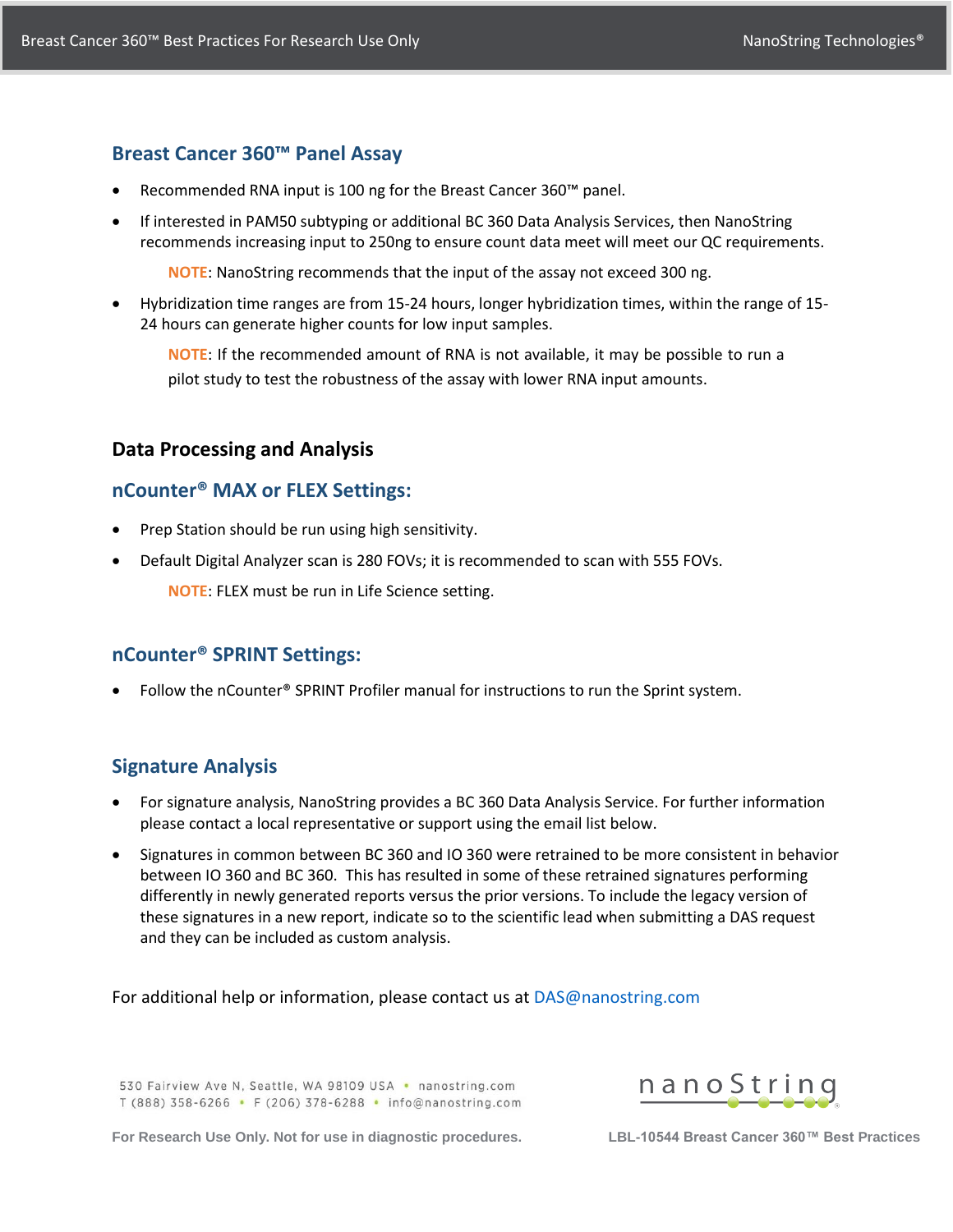## Breast Cancer 360™ Panel Assay

- Recommended RNA input is 100 ng for the Breast Cancer 360™ panel.
- If interested in PAM50 subtyping or additional BC 360 Data Analysis Services, then NanoString recommends increasing input to 250ng to ensure count data meet will meet our QC requirements.

  **NOTE**: NanoString recommends that the input of the assay not exceed 300 ng.

- Hybridization time ranges are from 15-24 hours, longer hybridization times, within the range of 15-24 hours can generate higher counts for low input samples.

  **NOTE**: If the recommended amount of RNA is not available, it may be possible to run a pilot study to test the robustness of the assay with lower RNA input amounts.

# Data Processing and Analysis

## nCounter® MAX or FLEX Settings:

- Prep Station should be run using high sensitivity.
- Default Digital Analyzer scan is 280 FOVs; it is recommended to scan with 555 FOVs.

  **NOTE**: FLEX must be run in Life Science setting.

## nCounter® SPRINT Settings:

- Follow the nCounter® SPRINT Profiler manual for instructions to run the Sprint system.

## Signature Analysis

- For signature analysis, NanoString provides a BC 360 Data Analysis Service. For further information please contact a local representative or support using the email list below.
- Signatures in common between BC 360 and IO 360 were retrained to be more consistent in behavior between IO 360 and BC 360. This has resulted in some of these retrained signatures performing differently in newly generated reports versus the prior versions. To include the legacy version of these signatures in a new report, indicate so to the scientific lead when submitting a DAS request and they can be included as custom analysis.

For additional help or information, please contact us at DAS@nanostring.com

530 Fairview Ave N, Seattle, WA 98109 USA • nanostring.com
T (888) 358-6266 • F (206) 378-6288 • info@nanostring.com

**For Research Use Only. Not for use in diagnostic procedures.**

**LBL-10544 Breast Cancer 360™ Best Practices**